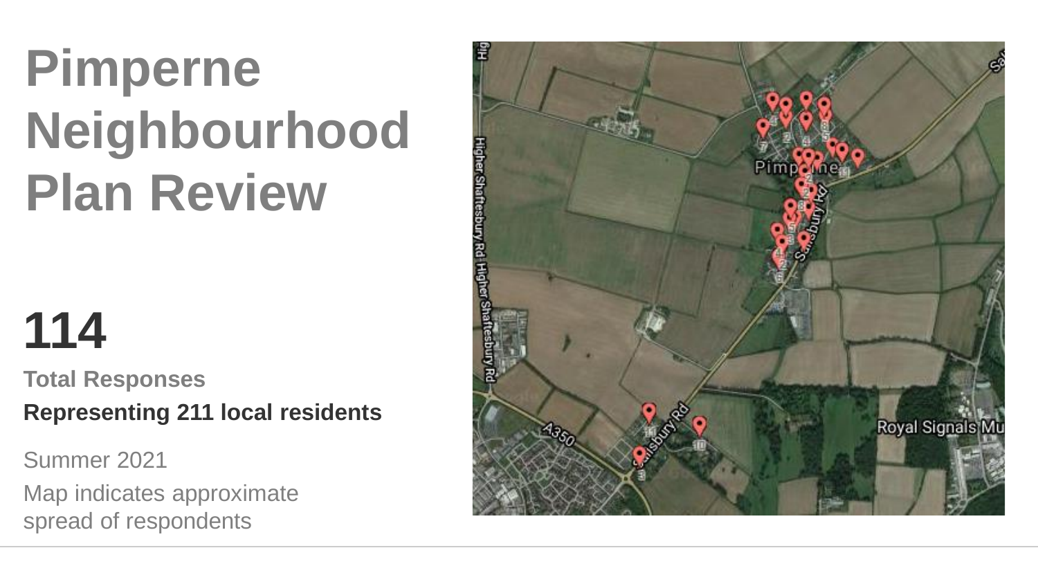# Pimperne Neighbourhood Plan Review

**114**

**Total Responses**

**Representing 211 local residents**

Summer 2021

Map indicates approximate spread of respondents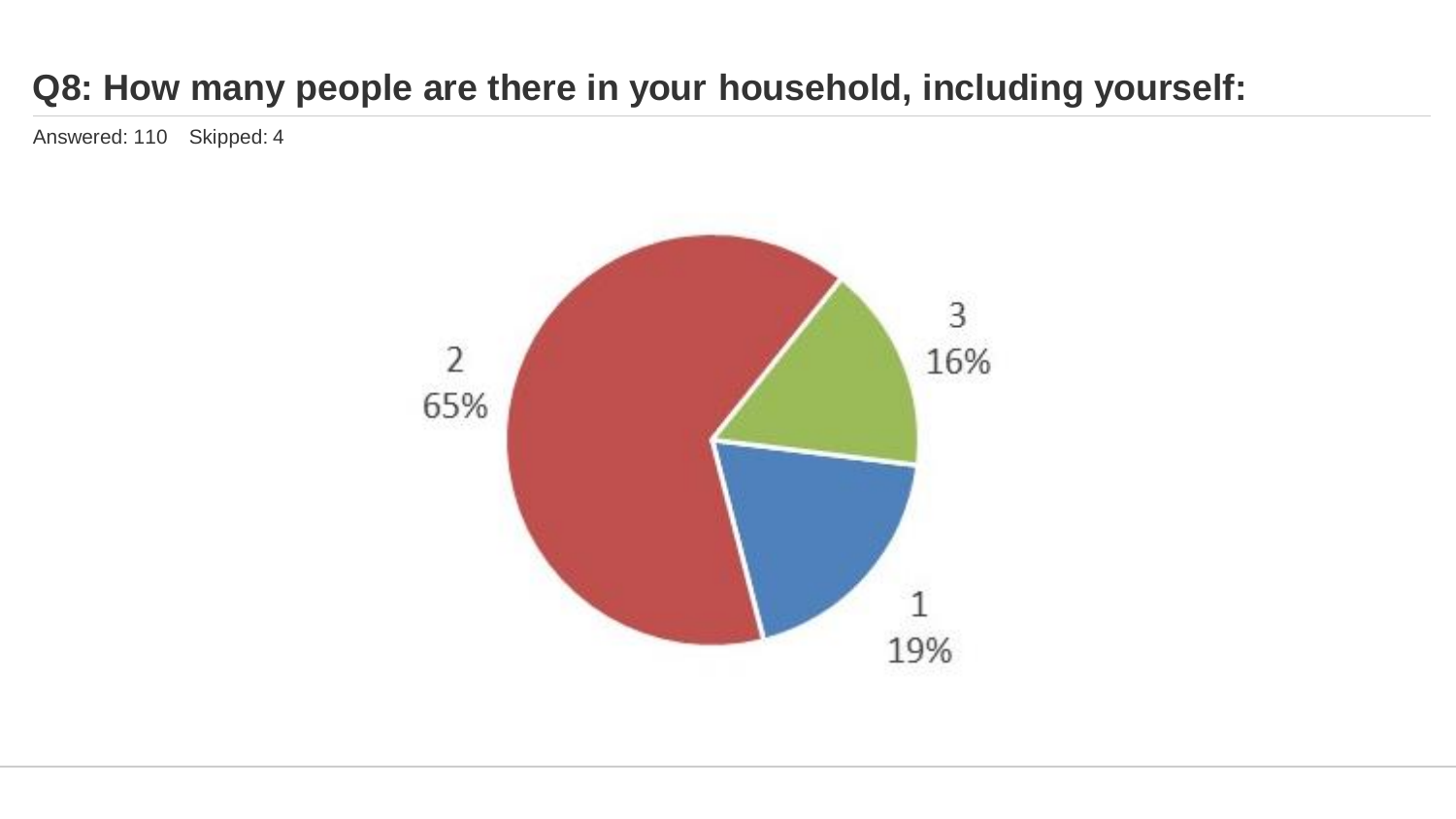## Q8: How many people are there in your household, including yourself:

Answered: 110 Skipped: 4

| Household size | Percentage |
| --- | --- |
| 1 | 19% |
| 2 | 65% |
| 3 | 16% |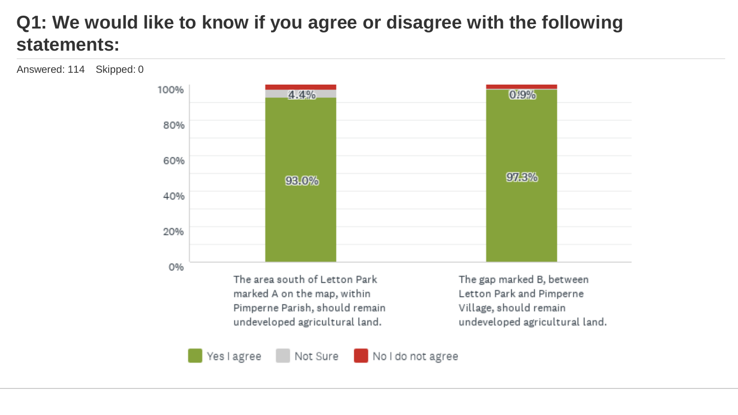# Q1: We would like to know if you agree or disagree with the following statements:

Answered: 114 Skipped: 0

| | Yes I agree | Not Sure | No I do not agree |
|---|---|---|---|
| The area south of Letton Park marked A on the map, within Pimperne Parish, should remain undeveloped agricultural land. | 93.0% | 4.4% | |
| The gap marked B, between Letton Park and Pimperne Village, should remain undeveloped agricultural land. | 97.3% | 0.9% | |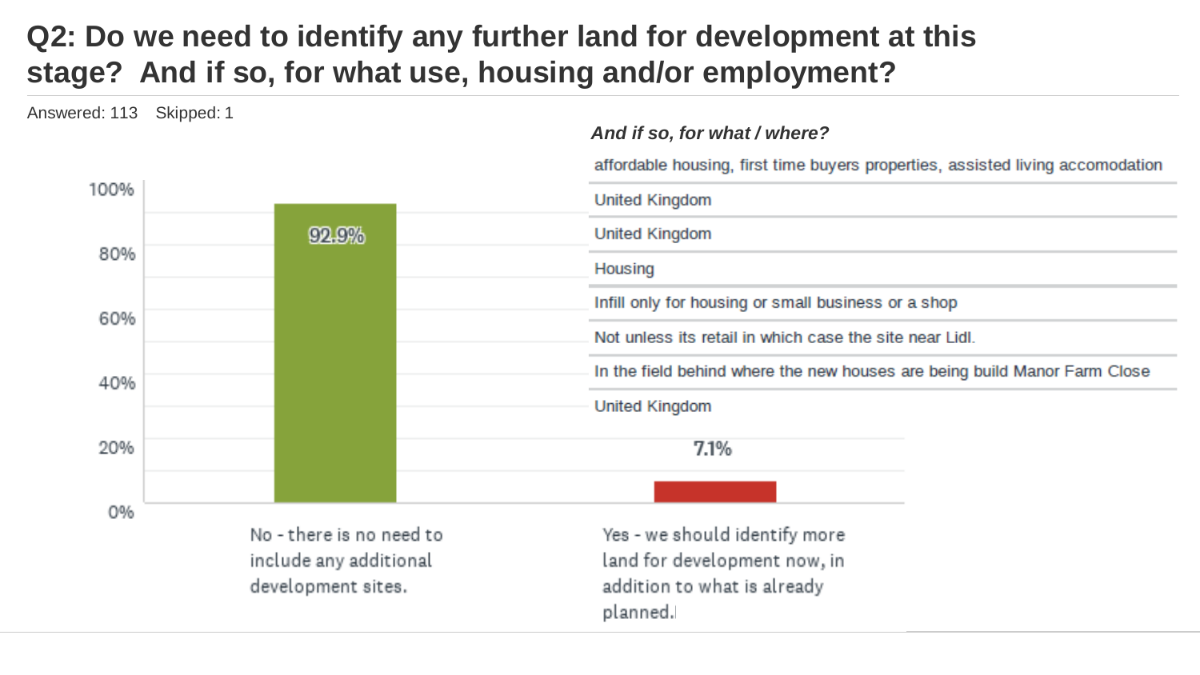## Q2: Do we need to identify any further land for development at this stage? And if so, for what use, housing and/or employment?

Answered: 113 Skipped: 1

| Response | Percentage |
|---|---|
| No - there is no need to include any additional development sites. | 92.9% |
| Yes - we should identify more land for development now, in addition to what is already planned. | 7.1% |

***And if so, for what / where?***

| |
|---|
| affordable housing, first time buyers properties, assisted living accomodation |
| United Kingdom |
| United Kingdom |
| Housing |
| Infill only for housing or small business or a shop |
| Not unless its retail in which case the site near Lidl. |
| In the field behind where the new houses are being build Manor Farm Close |
| United Kingdom |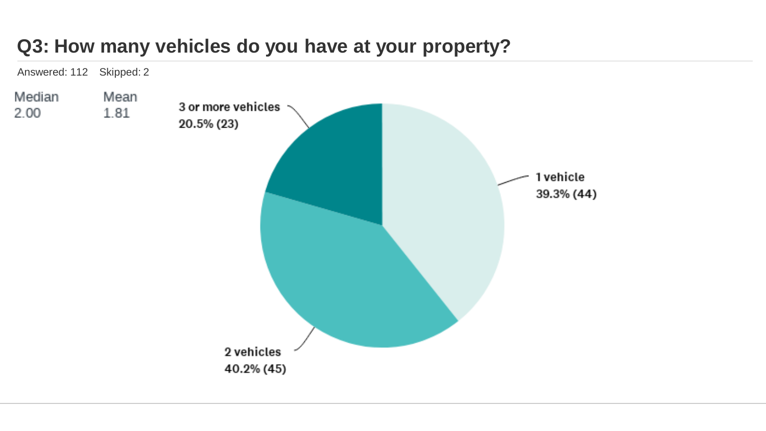## Q3: How many vehicles do you have at your property?

Answered: 112    Skipped: 2

| Median | Mean |
| --- | --- |
| 2.00 | 1.81 |

3 or more vehicles
20.5% (23)

1 vehicle
39.3% (44)

2 vehicles
40.2% (45)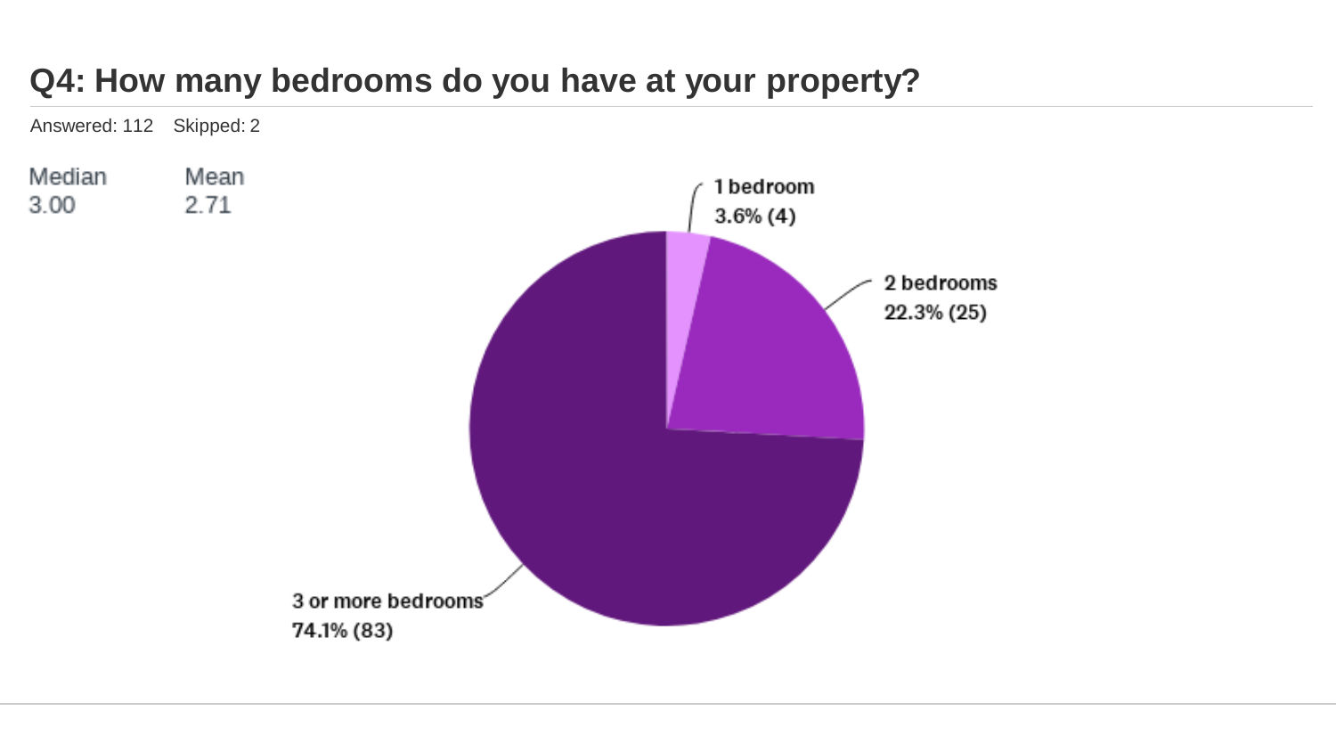## Q4: How many bedrooms do you have at your property?

Answered: 112 Skipped: 2

| Median | Mean |
| --- | --- |
| 3.00 | 2.71 |

| Answer | Percentage | Count |
| --- | --- | --- |
| 1 bedroom | 3.6% | 4 |
| 2 bedrooms | 22.3% | 25 |
| 3 or more bedrooms | 74.1% | 83 |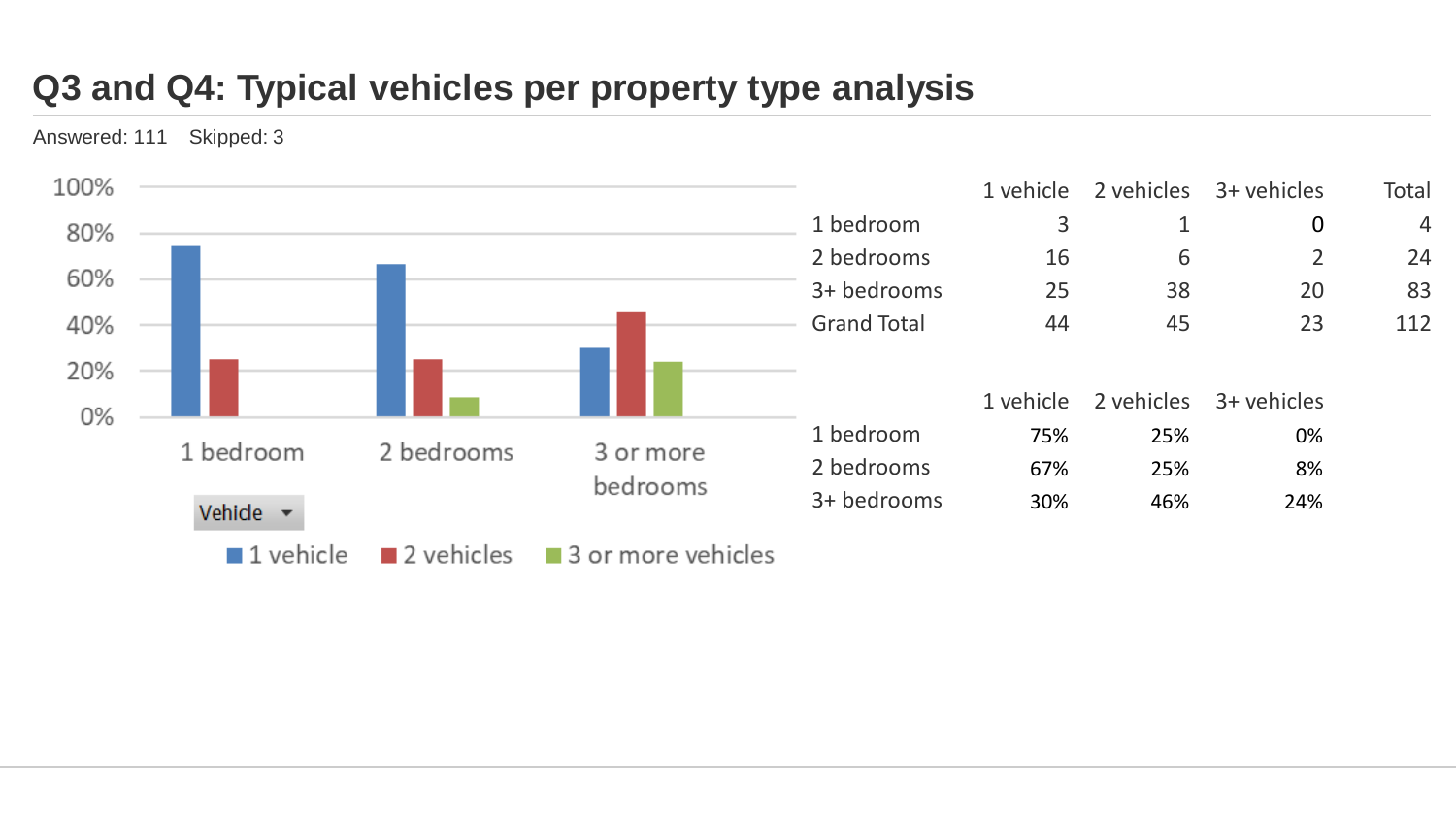# Q3 and Q4: Typical vehicles per property type analysis

Answered: 111    Skipped: 3

| | 1 vehicle | 2 vehicles | 3+ vehicles | Total |
|---|---|---|---|---|
| 1 bedroom | 3 | 1 | 0 | 4 |
| 2 bedrooms | 16 | 6 | 2 | 24 |
| 3+ bedrooms | 25 | 38 | 20 | 83 |
| Grand Total | 44 | 45 | 23 | 112 |

| | 1 vehicle | 2 vehicles | 3+ vehicles |
|---|---|---|---|
| 1 bedroom | 75% | 25% | 0% |
| 2 bedrooms | 67% | 25% | 8% |
| 3+ bedrooms | 30% | 46% | 24% |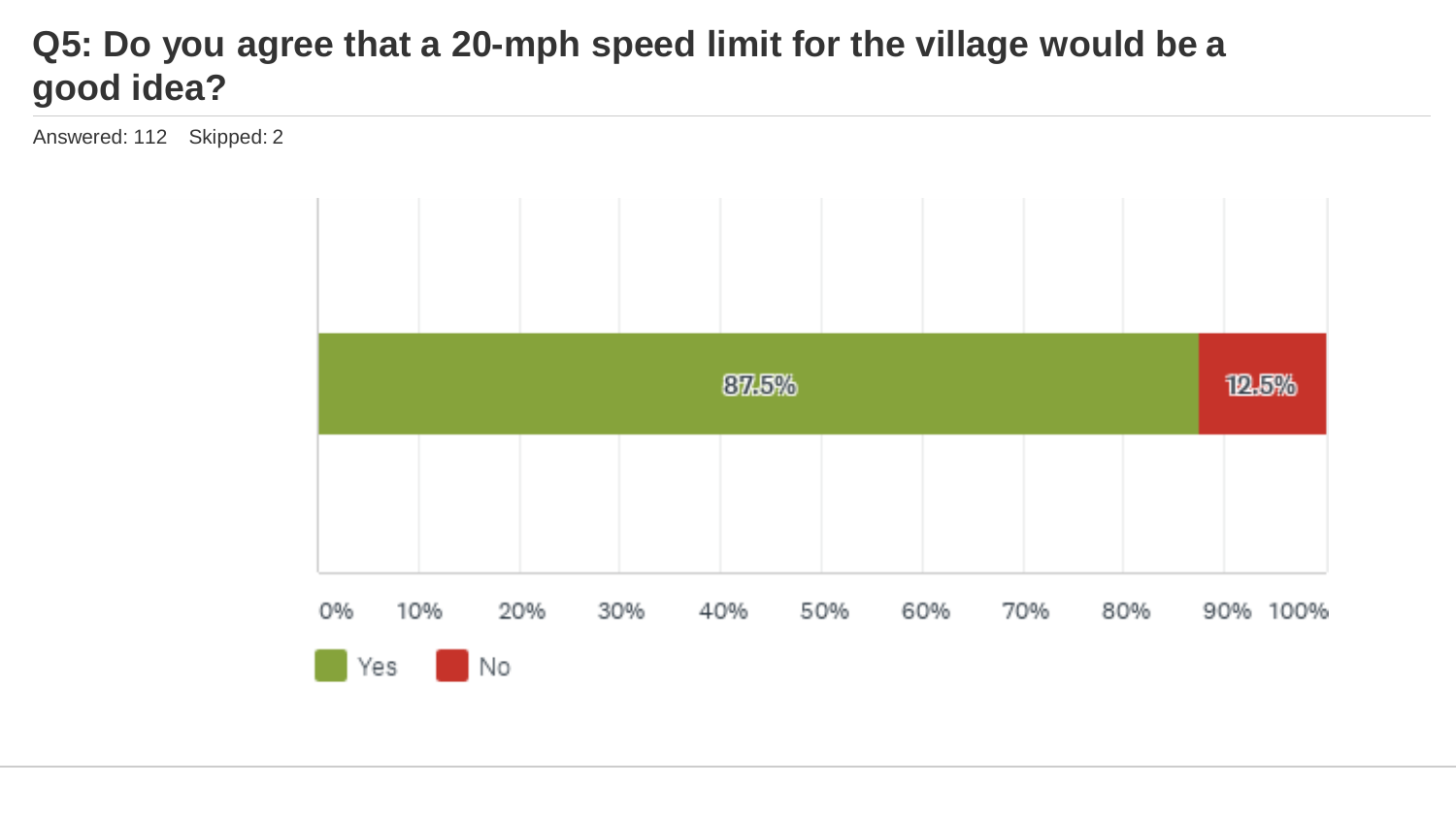# Q5: Do you agree that a 20-mph speed limit for the village would be a good idea?

Answered: 112 Skipped: 2

| Answer | Percentage |
|---|---|
| Yes | 87.5% |
| No | 12.5% |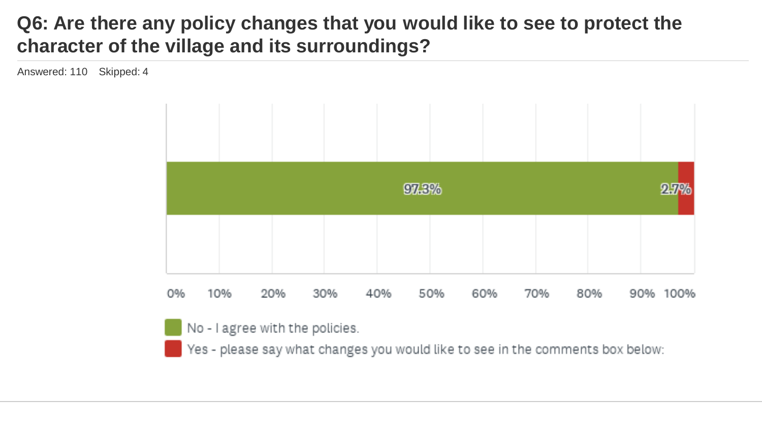# Q6: Are there any policy changes that you would like to see to protect the character of the village and its surroundings?

Answered: 110 Skipped: 4

| Response | Percentage |
| --- | --- |
| No - I agree with the policies. | 97.3% |
| Yes - please say what changes you would like to see in the comments box below: | 2.7% |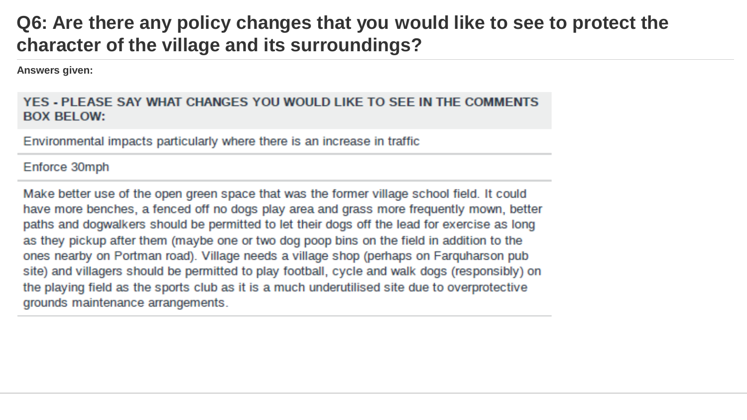## Q6: Are there any policy changes that you would like to see to protect the character of the village and its surroundings?

**Answers given:**

| YES - PLEASE SAY WHAT CHANGES YOU WOULD LIKE TO SEE IN THE COMMENTS BOX BELOW: |
| --- |
| Environmental impacts particularly where there is an increase in traffic |
| Enforce 30mph |
| Make better use of the open green space that was the former village school field. It could have more benches, a fenced off no dogs play area and grass more frequently mown, better paths and dogwalkers should be permitted to let their dogs off the lead for exercise as long as they pickup after them (maybe one or two dog poop bins on the field in addition to the ones nearby on Portman road). Village needs a village shop (perhaps on Farquharson pub site) and villagers should be permitted to play football, cycle and walk dogs (responsibly) on the playing field as the sports club as it is a much underutilised site due to overprotective grounds maintenance arrangements. |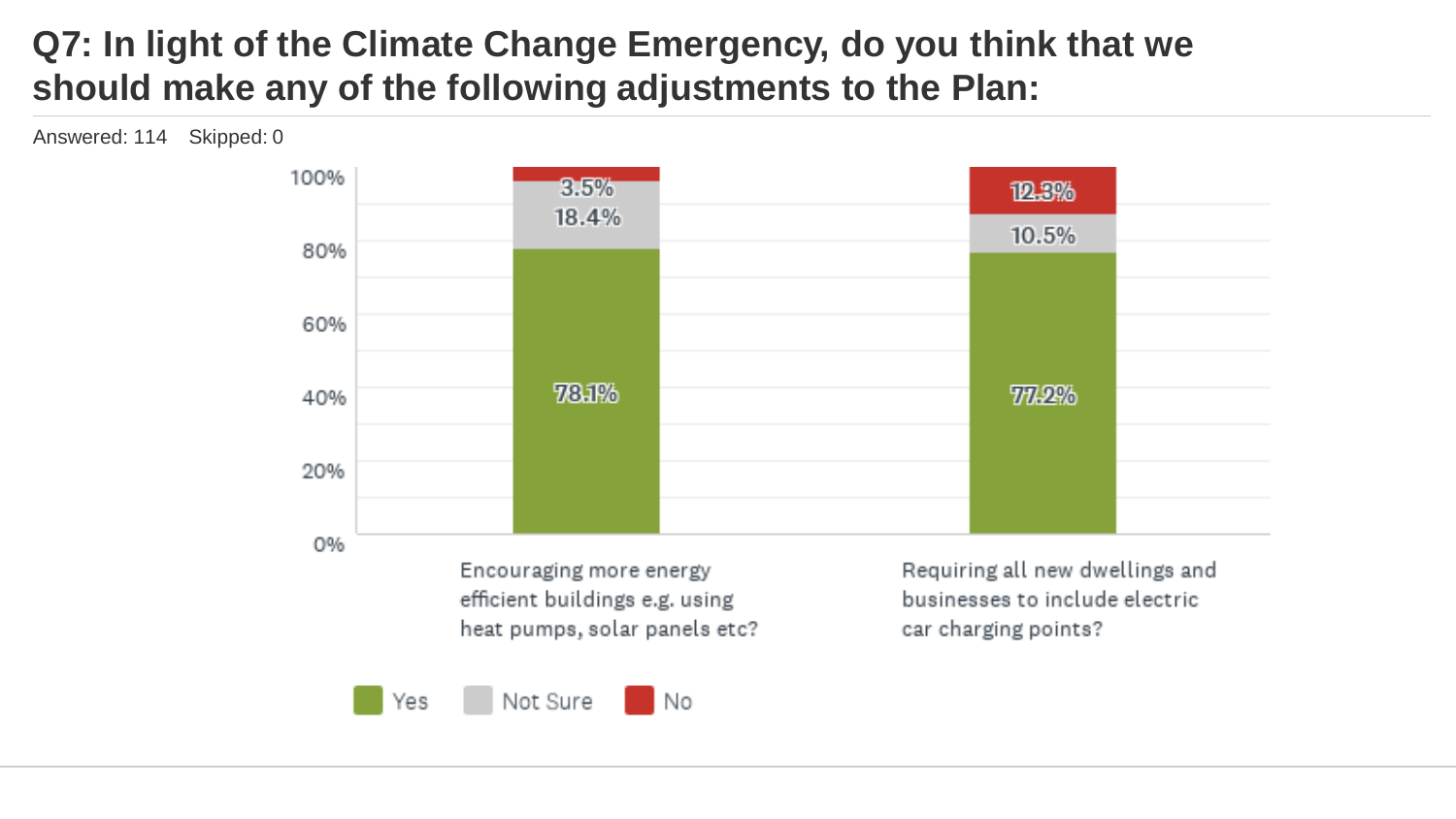# Q7: In light of the Climate Change Emergency, do you think that we should make any of the following adjustments to the Plan:

Answered: 114 Skipped: 0

| | Yes | Not Sure | No |
|---|---|---|---|
| Encouraging more energy efficient buildings e.g. using heat pumps, solar panels etc? | 78.1% | 18.4% | 3.5% |
| Requiring all new dwellings and businesses to include electric car charging points? | 77.2% | 10.5% | 12.3% |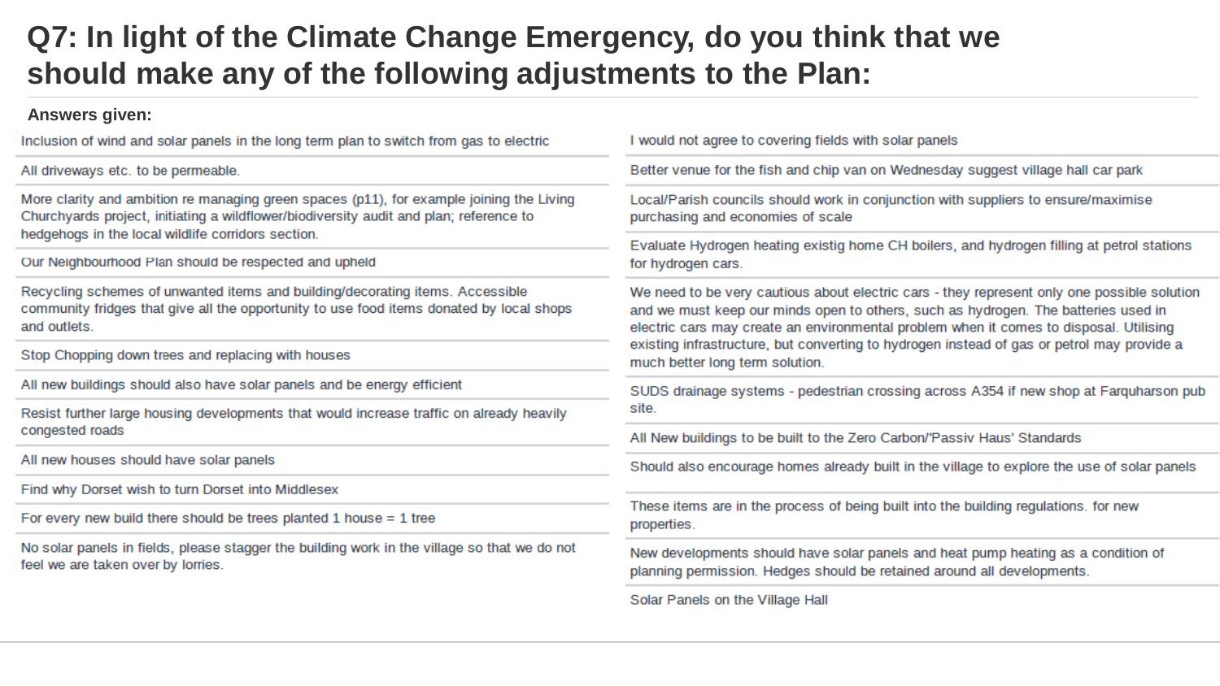# Q7: In light of the Climate Change Emergency, do you think that we should make any of the following adjustments to the Plan:

**Answers given:**

- Inclusion of wind and solar panels in the long term plan to switch from gas to electric
- All driveways etc. to be permeable.
- More clarity and ambition re managing green spaces (p11), for example joining the Living Churchyards project, initiating a wildflower/biodiversity audit and plan; reference to hedgehogs in the local wildlife corridors section.
- Our Neighbourhood Plan should be respected and upheld
- Recycling schemes of unwanted items and building/decorating items. Accessible community fridges that give all the opportunity to use food items donated by local shops and outlets.
- Stop Chopping down trees and replacing with houses
- All new buildings should also have solar panels and be energy efficient
- Resist further large housing developments that would increase traffic on already heavily congested roads
- All new houses should have solar panels
- Find why Dorset wish to turn Dorset into Middlesex
- For every new build there should be trees planted 1 house = 1 tree
- No solar panels in fields, please stagger the building work in the village so that we do not feel we are taken over by lorries.
- I would not agree to covering fields with solar panels
- Better venue for the fish and chip van on Wednesday suggest village hall car park
- Local/Parish councils should work in conjunction with suppliers to ensure/maximise purchasing and economies of scale
- Evaluate Hydrogen heating existig home CH boilers, and hydrogen filling at petrol stations for hydrogen cars.
- We need to be very cautious about electric cars - they represent only one possible solution and we must keep our minds open to others, such as hydrogen. The batteries used in electric cars may create an environmental problem when it comes to disposal. Utilising existing infrastructure, but converting to hydrogen instead of gas or petrol may provide a much better long term solution.
- SUDS drainage systems - pedestrian crossing across A354 if new shop at Farquharson pub site.
- All New buildings to be built to the Zero Carbon/'Passiv Haus' Standards
- Should also encourage homes already built in the village to explore the use of solar panels
- These items are in the process of being built into the building regulations. for new properties.
- New developments should have solar panels and heat pump heating as a condition of planning permission. Hedges should be retained around all developments.
- Solar Panels on the Village Hall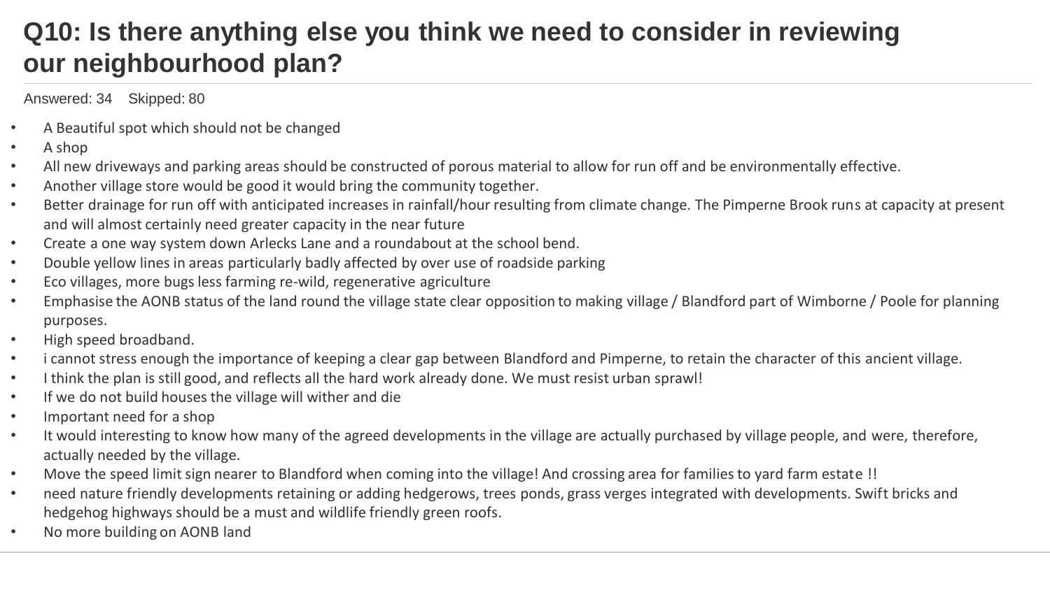# Q10: Is there anything else you think we need to consider in reviewing our neighbourhood plan?

Answered: 34 Skipped: 80

- A Beautiful spot which should not be changed
- A shop
- All new driveways and parking areas should be constructed of porous material to allow for run off and be environmentally effective.
- Another village store would be good it would bring the community together.
- Better drainage for run off with anticipated increases in rainfall/hour resulting from climate change. The Pimperne Brook runs at capacity at present and will almost certainly need greater capacity in the near future
- Create a one way system down Arlecks Lane and a roundabout at the school bend.
- Double yellow lines in areas particularly badly affected by over use of roadside parking
- Eco villages, more bugs less farming re-wild, regenerative agriculture
- Emphasise the AONB status of the land round the village state clear opposition to making village / Blandford part of Wimborne / Poole for planning purposes.
- High speed broadband.
- i cannot stress enough the importance of keeping a clear gap between Blandford and Pimperne, to retain the character of this ancient village.
- I think the plan is still good, and reflects all the hard work already done. We must resist urban sprawl!
- If we do not build houses the village will wither and die
- Important need for a shop
- It would interesting to know how many of the agreed developments in the village are actually purchased by village people, and were, therefore, actually needed by the village.
- Move the speed limit sign nearer to Blandford when coming into the village! And crossing area for families to yard farm estate !!
- need nature friendly developments retaining or adding hedgerows, trees ponds, grass verges integrated with developments. Swift bricks and hedgehog highways should be a must and wildlife friendly green roofs.
- No more building on AONB land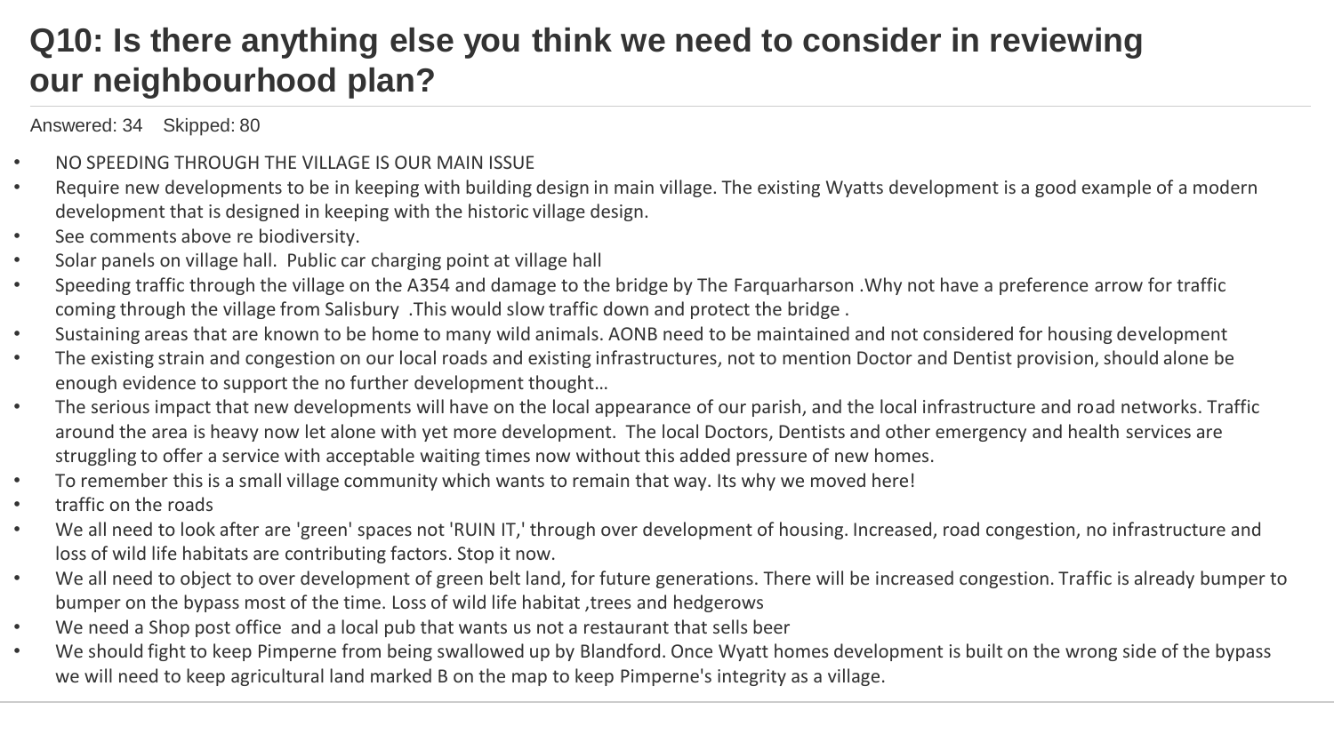# Q10: Is there anything else you think we need to consider in reviewing our neighbourhood plan?

Answered: 34 Skipped: 80

- NO SPEEDING THROUGH THE VILLAGE IS OUR MAIN ISSUE
- Require new developments to be in keeping with building design in main village. The existing Wyatts development is a good example of a modern development that is designed in keeping with the historic village design.
- See comments above re biodiversity.
- Solar panels on village hall. Public car charging point at village hall
- Speeding traffic through the village on the A354 and damage to the bridge by The Farquarharson .Why not have a preference arrow for traffic coming through the village from Salisbury .This would slow traffic down and protect the bridge .
- Sustaining areas that are known to be home to many wild animals. AONB need to be maintained and not considered for housing development
- The existing strain and congestion on our local roads and existing infrastructures, not to mention Doctor and Dentist provision, should alone be enough evidence to support the no further development thought…
- The serious impact that new developments will have on the local appearance of our parish, and the local infrastructure and road networks. Traffic around the area is heavy now let alone with yet more development. The local Doctors, Dentists and other emergency and health services are struggling to offer a service with acceptable waiting times now without this added pressure of new homes.
- To remember this is a small village community which wants to remain that way. Its why we moved here!
- traffic on the roads
- We all need to look after are 'green' spaces not 'RUIN IT,' through over development of housing. Increased, road congestion, no infrastructure and loss of wild life habitats are contributing factors. Stop it now.
- We all need to object to over development of green belt land, for future generations. There will be increased congestion. Traffic is already bumper to bumper on the bypass most of the time. Loss of wild life habitat ,trees and hedgerows
- We need a Shop post office and a local pub that wants us not a restaurant that sells beer
- We should fight to keep Pimperne from being swallowed up by Blandford. Once Wyatt homes development is built on the wrong side of the bypass we will need to keep agricultural land marked B on the map to keep Pimperne's integrity as a village.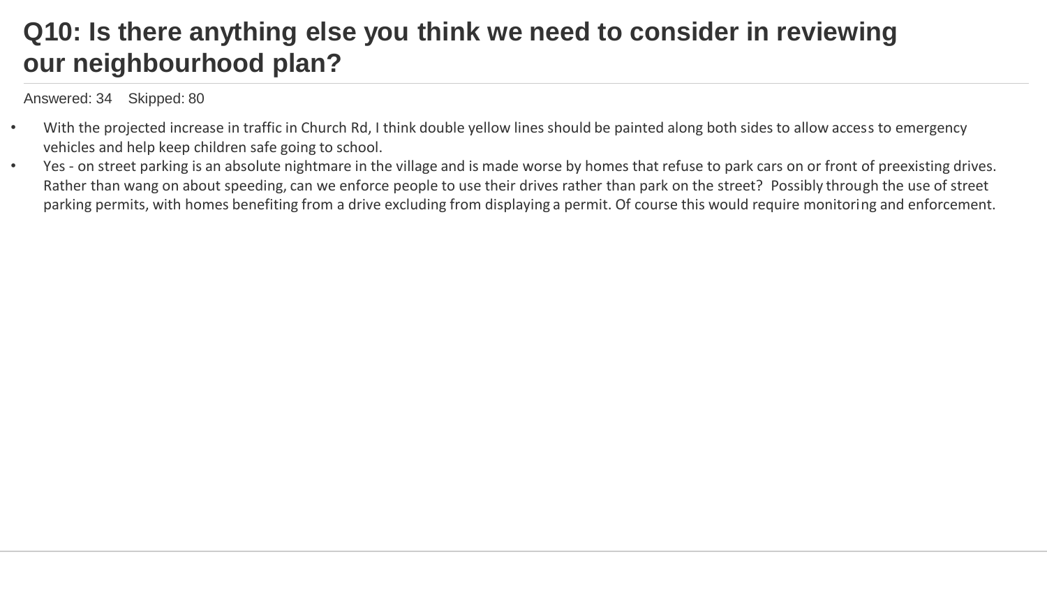# Q10: Is there anything else you think we need to consider in reviewing our neighbourhood plan?

Answered: 34 Skipped: 80

- With the projected increase in traffic in Church Rd, I think double yellow lines should be painted along both sides to allow access to emergency vehicles and help keep children safe going to school.
- Yes - on street parking is an absolute nightmare in the village and is made worse by homes that refuse to park cars on or front of preexisting drives. Rather than wang on about speeding, can we enforce people to use their drives rather than park on the street? Possibly through the use of street parking permits, with homes benefiting from a drive excluding from displaying a permit. Of course this would require monitoring and enforcement.